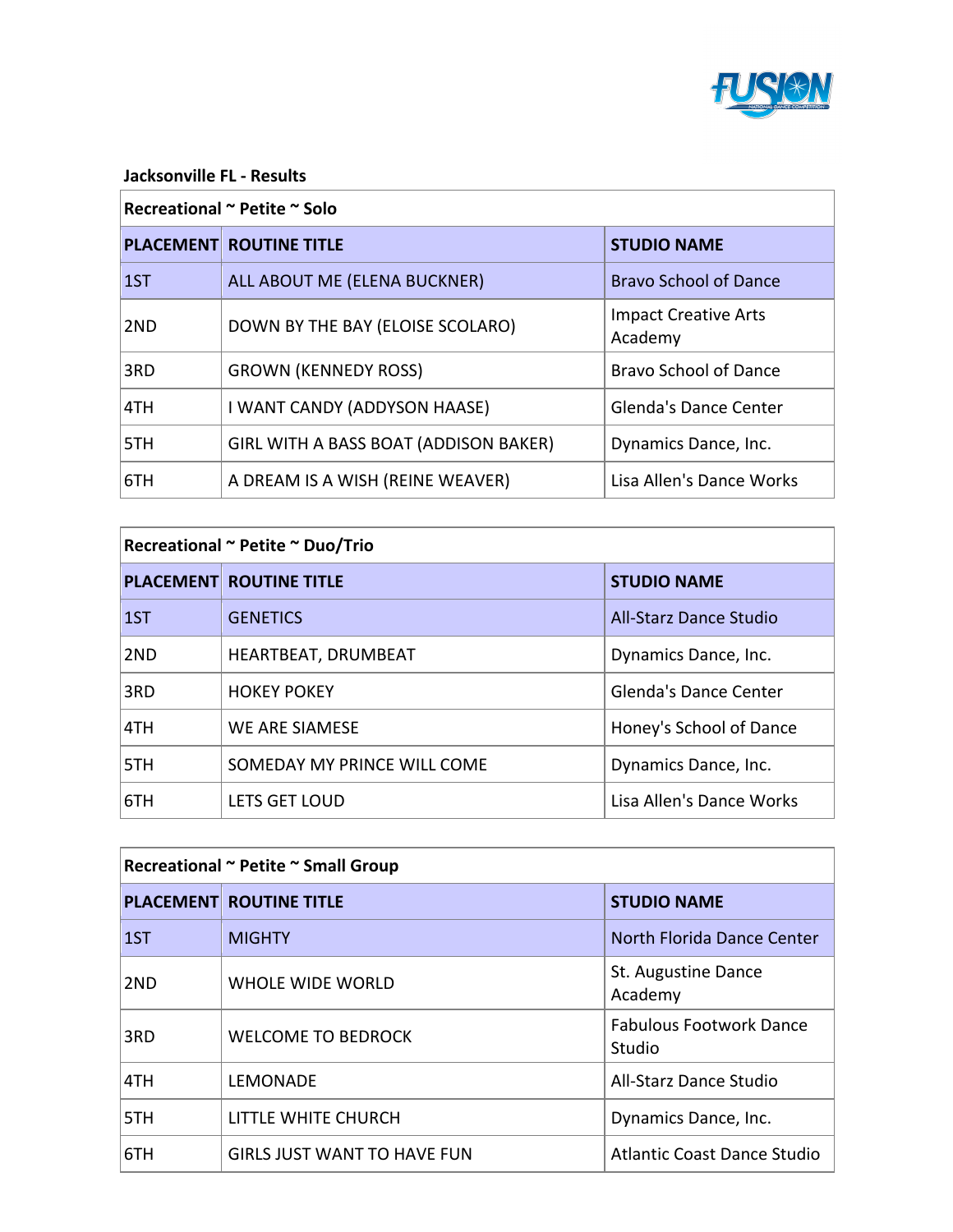**Jacksonville FL - Results**

| Recreational ~ Petite ~ Solo | | |
|---|---|---|
| **PLACEMENT** | **ROUTINE TITLE** | **STUDIO NAME** |
| 1ST | ALL ABOUT ME (ELENA BUCKNER) | Bravo School of Dance |
| 2ND | DOWN BY THE BAY (ELOISE SCOLARO) | Impact Creative Arts Academy |
| 3RD | GROWN (KENNEDY ROSS) | Bravo School of Dance |
| 4TH | I WANT CANDY (ADDYSON HAASE) | Glenda's Dance Center |
| 5TH | GIRL WITH A BASS BOAT (ADDISON BAKER) | Dynamics Dance, Inc. |
| 6TH | A DREAM IS A WISH (REINE WEAVER) | Lisa Allen's Dance Works |

| Recreational ~ Petite ~ Duo/Trio | | |
|---|---|---|
| **PLACEMENT** | **ROUTINE TITLE** | **STUDIO NAME** |
| 1ST | GENETICS | All-Starz Dance Studio |
| 2ND | HEARTBEAT, DRUMBEAT | Dynamics Dance, Inc. |
| 3RD | HOKEY POKEY | Glenda's Dance Center |
| 4TH | WE ARE SIAMESE | Honey's School of Dance |
| 5TH | SOMEDAY MY PRINCE WILL COME | Dynamics Dance, Inc. |
| 6TH | LETS GET LOUD | Lisa Allen's Dance Works |

| Recreational ~ Petite ~ Small Group | | |
|---|---|---|
| **PLACEMENT** | **ROUTINE TITLE** | **STUDIO NAME** |
| 1ST | MIGHTY | North Florida Dance Center |
| 2ND | WHOLE WIDE WORLD | St. Augustine Dance Academy |
| 3RD | WELCOME TO BEDROCK | Fabulous Footwork Dance Studio |
| 4TH | LEMONADE | All-Starz Dance Studio |
| 5TH | LITTLE WHITE CHURCH | Dynamics Dance, Inc. |
| 6TH | GIRLS JUST WANT TO HAVE FUN | Atlantic Coast Dance Studio |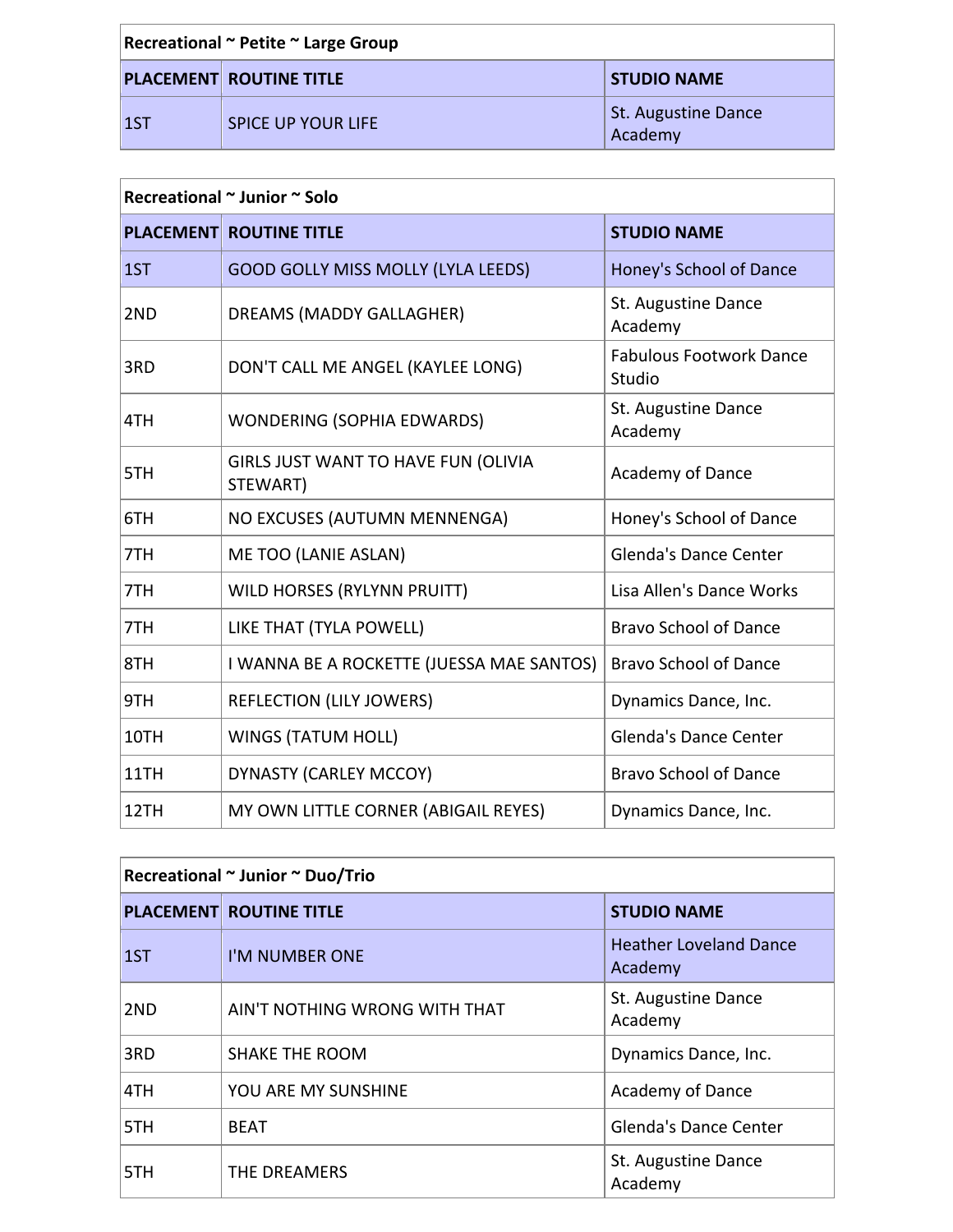| Recreational ~ Petite ~ Large Group | | |
|---|---|---|
| **PLACEMENT** | **ROUTINE TITLE** | **STUDIO NAME** |
| 1ST | SPICE UP YOUR LIFE | St. Augustine Dance Academy |

| Recreational ~ Junior ~ Solo | | |
|---|---|---|
| **PLACEMENT** | **ROUTINE TITLE** | **STUDIO NAME** |
| 1ST | GOOD GOLLY MISS MOLLY (LYLA LEEDS) | Honey's School of Dance |
| 2ND | DREAMS (MADDY GALLAGHER) | St. Augustine Dance Academy |
| 3RD | DON'T CALL ME ANGEL (KAYLEE LONG) | Fabulous Footwork Dance Studio |
| 4TH | WONDERING (SOPHIA EDWARDS) | St. Augustine Dance Academy |
| 5TH | GIRLS JUST WANT TO HAVE FUN (OLIVIA STEWART) | Academy of Dance |
| 6TH | NO EXCUSES (AUTUMN MENNENGA) | Honey's School of Dance |
| 7TH | ME TOO (LANIE ASLAN) | Glenda's Dance Center |
| 7TH | WILD HORSES (RYLYNN PRUITT) | Lisa Allen's Dance Works |
| 7TH | LIKE THAT (TYLA POWELL) | Bravo School of Dance |
| 8TH | I WANNA BE A ROCKETTE (JUESSA MAE SANTOS) | Bravo School of Dance |
| 9TH | REFLECTION (LILY JOWERS) | Dynamics Dance, Inc. |
| 10TH | WINGS (TATUM HOLL) | Glenda's Dance Center |
| 11TH | DYNASTY (CARLEY MCCOY) | Bravo School of Dance |
| 12TH | MY OWN LITTLE CORNER (ABIGAIL REYES) | Dynamics Dance, Inc. |

| Recreational ~ Junior ~ Duo/Trio | | |
|---|---|---|
| **PLACEMENT** | **ROUTINE TITLE** | **STUDIO NAME** |
| 1ST | I'M NUMBER ONE | Heather Loveland Dance Academy |
| 2ND | AIN'T NOTHING WRONG WITH THAT | St. Augustine Dance Academy |
| 3RD | SHAKE THE ROOM | Dynamics Dance, Inc. |
| 4TH | YOU ARE MY SUNSHINE | Academy of Dance |
| 5TH | BEAT | Glenda's Dance Center |
| 5TH | THE DREAMERS | St. Augustine Dance Academy |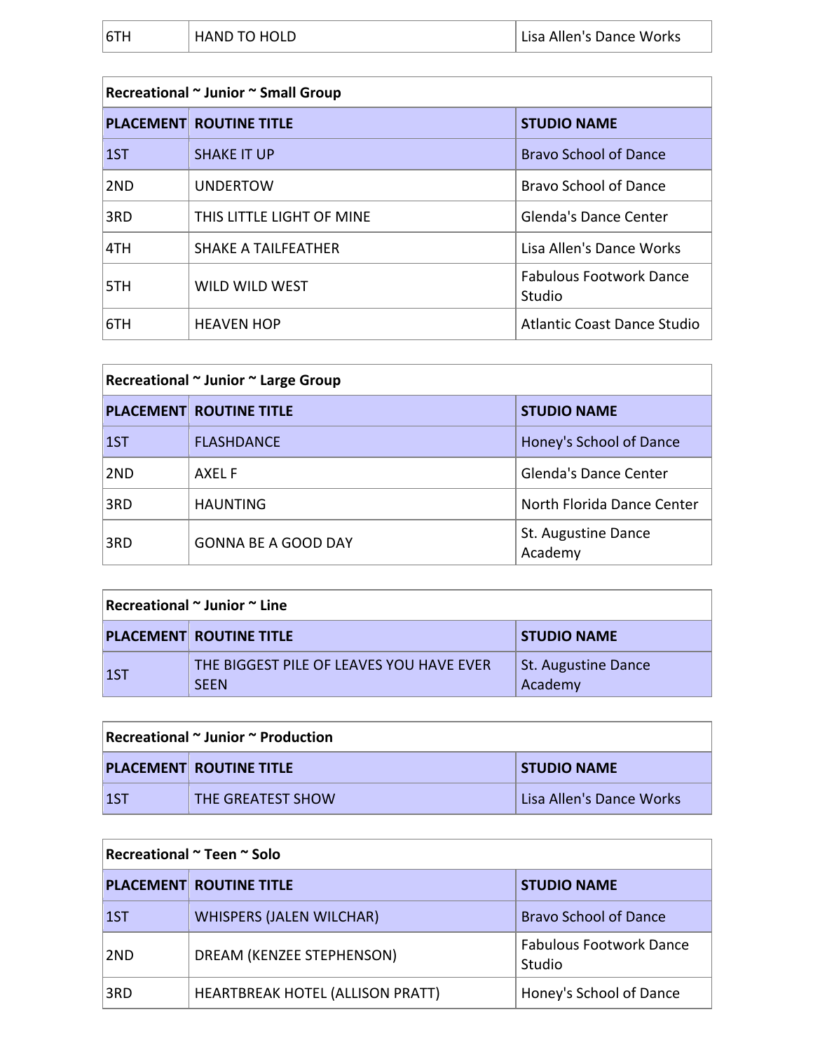| 6TH | HAND TO HOLD | Lisa Allen's Dance Works |
|---|---|---|

**Recreational ~ Junior ~ Small Group**

| PLACEMENT | ROUTINE TITLE | STUDIO NAME |
|---|---|---|
| 1ST | SHAKE IT UP | Bravo School of Dance |
| 2ND | UNDERTOW | Bravo School of Dance |
| 3RD | THIS LITTLE LIGHT OF MINE | Glenda's Dance Center |
| 4TH | SHAKE A TAILFEATHER | Lisa Allen's Dance Works |
| 5TH | WILD WILD WEST | Fabulous Footwork Dance Studio |
| 6TH | HEAVEN HOP | Atlantic Coast Dance Studio |

**Recreational ~ Junior ~ Large Group**

| PLACEMENT | ROUTINE TITLE | STUDIO NAME |
|---|---|---|
| 1ST | FLASHDANCE | Honey's School of Dance |
| 2ND | AXEL F | Glenda's Dance Center |
| 3RD | HAUNTING | North Florida Dance Center |
| 3RD | GONNA BE A GOOD DAY | St. Augustine Dance Academy |

**Recreational ~ Junior ~ Line**

| PLACEMENT | ROUTINE TITLE | STUDIO NAME |
|---|---|---|
| 1ST | THE BIGGEST PILE OF LEAVES YOU HAVE EVER SEEN | St. Augustine Dance Academy |

**Recreational ~ Junior ~ Production**

| PLACEMENT | ROUTINE TITLE | STUDIO NAME |
|---|---|---|
| 1ST | THE GREATEST SHOW | Lisa Allen's Dance Works |

**Recreational ~ Teen ~ Solo**

| PLACEMENT | ROUTINE TITLE | STUDIO NAME |
|---|---|---|
| 1ST | WHISPERS (JALEN WILCHAR) | Bravo School of Dance |
| 2ND | DREAM (KENZEE STEPHENSON) | Fabulous Footwork Dance Studio |
| 3RD | HEARTBREAK HOTEL (ALLISON PRATT) | Honey's School of Dance |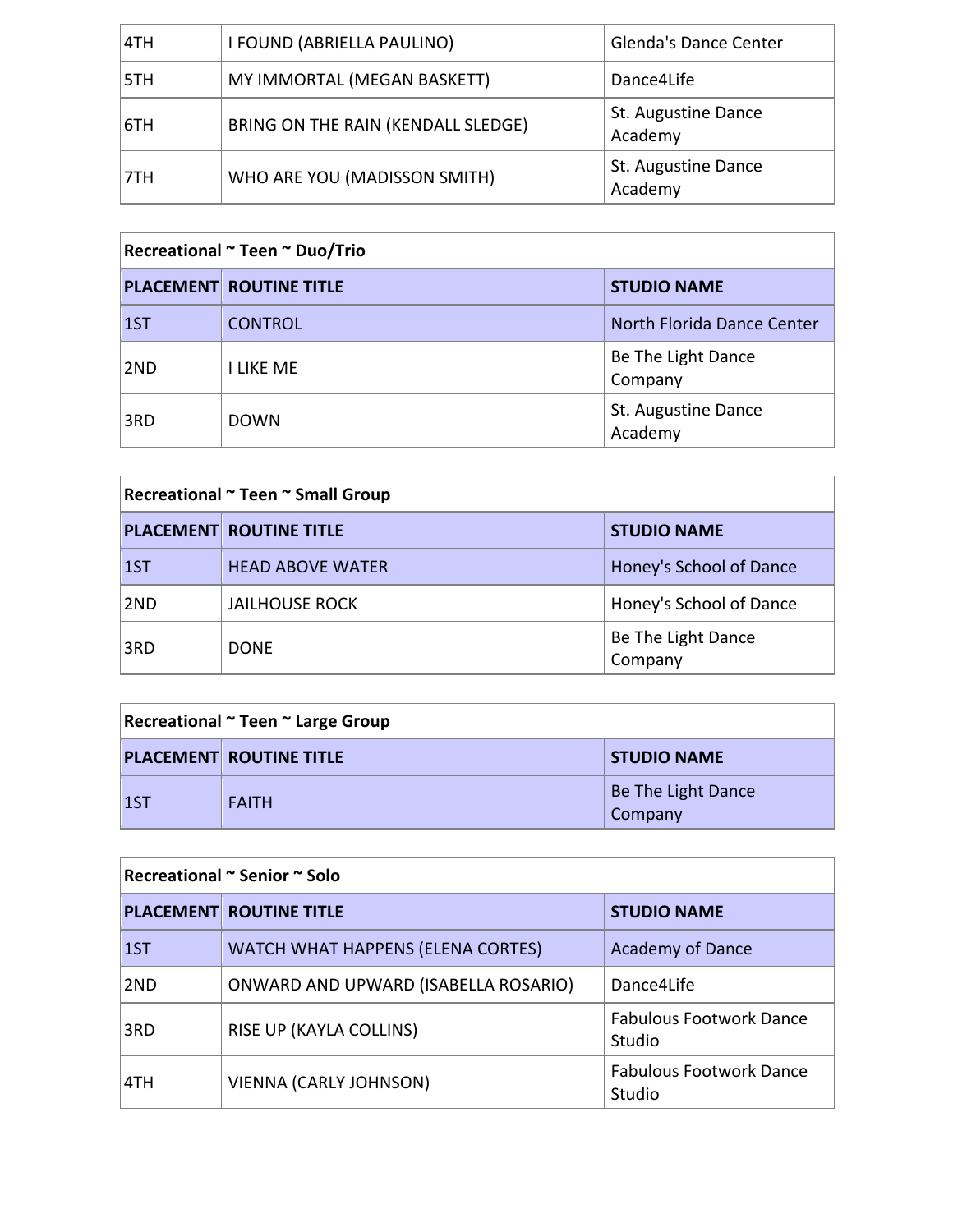| | | |
|---|---|---|
| 4TH | I FOUND (ABRIELLA PAULINO) | Glenda's Dance Center |
| 5TH | MY IMMORTAL (MEGAN BASKETT) | Dance4Life |
| 6TH | BRING ON THE RAIN (KENDALL SLEDGE) | St. Augustine Dance Academy |
| 7TH | WHO ARE YOU (MADISSON SMITH) | St. Augustine Dance Academy |

| **Recreational ~ Teen ~ Duo/Trio** | | |
|---|---|---|
| **PLACEMENT** | **ROUTINE TITLE** | **STUDIO NAME** |
| 1ST | CONTROL | North Florida Dance Center |
| 2ND | I LIKE ME | Be The Light Dance Company |
| 3RD | DOWN | St. Augustine Dance Academy |

| **Recreational ~ Teen ~ Small Group** | | |
|---|---|---|
| **PLACEMENT** | **ROUTINE TITLE** | **STUDIO NAME** |
| 1ST | HEAD ABOVE WATER | Honey's School of Dance |
| 2ND | JAILHOUSE ROCK | Honey's School of Dance |
| 3RD | DONE | Be The Light Dance Company |

| **Recreational ~ Teen ~ Large Group** | | |
|---|---|---|
| **PLACEMENT** | **ROUTINE TITLE** | **STUDIO NAME** |
| 1ST | FAITH | Be The Light Dance Company |

| **Recreational ~ Senior ~ Solo** | | |
|---|---|---|
| **PLACEMENT** | **ROUTINE TITLE** | **STUDIO NAME** |
| 1ST | WATCH WHAT HAPPENS (ELENA CORTES) | Academy of Dance |
| 2ND | ONWARD AND UPWARD (ISABELLA ROSARIO) | Dance4Life |
| 3RD | RISE UP (KAYLA COLLINS) | Fabulous Footwork Dance Studio |
| 4TH | VIENNA (CARLY JOHNSON) | Fabulous Footwork Dance Studio |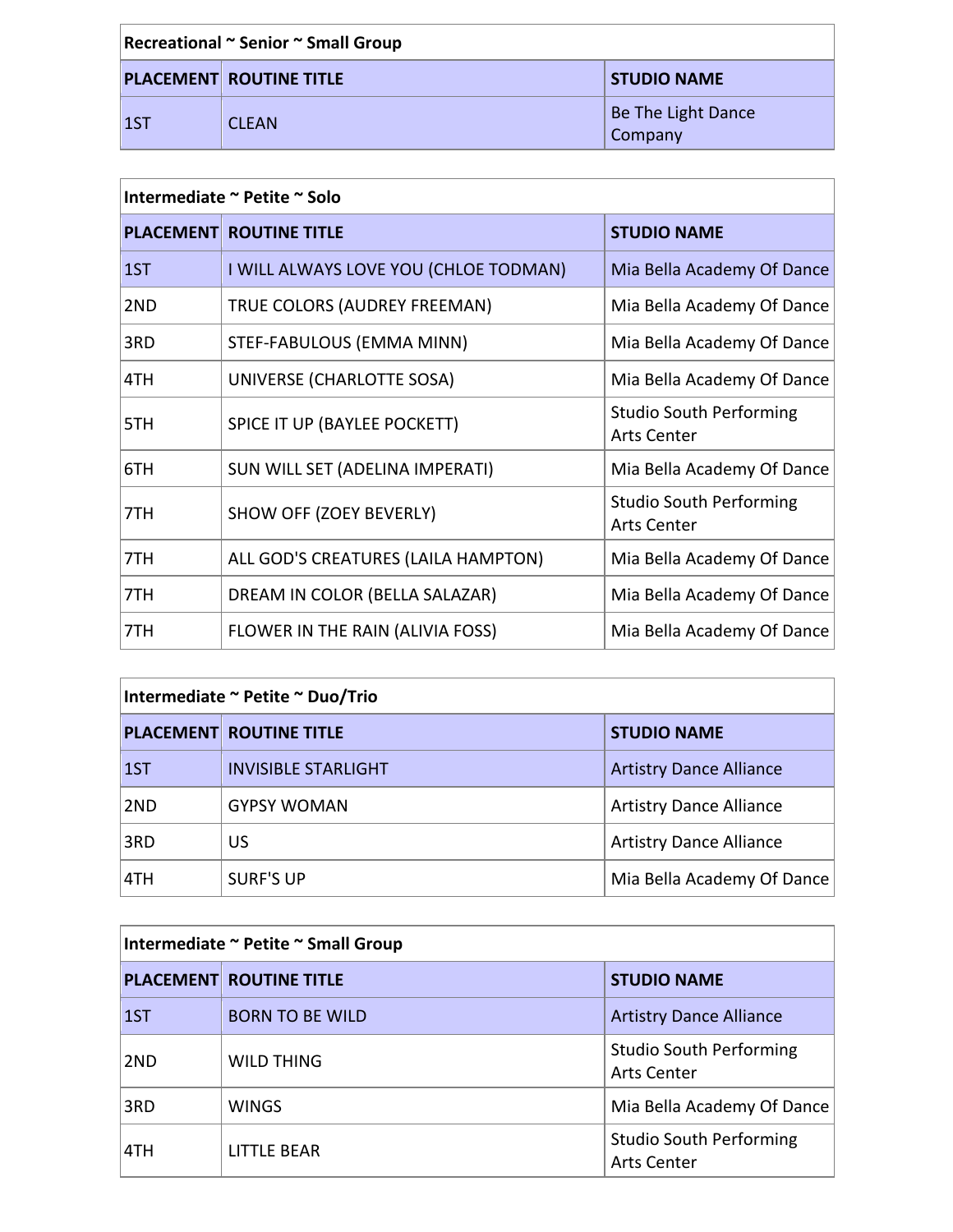| Recreational ~ Senior ~ Small Group | | |
|---|---|---|
| **PLACEMENT** | **ROUTINE TITLE** | **STUDIO NAME** |
| 1ST | CLEAN | Be The Light Dance Company |

| Intermediate ~ Petite ~ Solo | | |
|---|---|---|
| **PLACEMENT** | **ROUTINE TITLE** | **STUDIO NAME** |
| 1ST | I WILL ALWAYS LOVE YOU (CHLOE TODMAN) | Mia Bella Academy Of Dance |
| 2ND | TRUE COLORS (AUDREY FREEMAN) | Mia Bella Academy Of Dance |
| 3RD | STEF-FABULOUS (EMMA MINN) | Mia Bella Academy Of Dance |
| 4TH | UNIVERSE (CHARLOTTE SOSA) | Mia Bella Academy Of Dance |
| 5TH | SPICE IT UP (BAYLEE POCKETT) | Studio South Performing Arts Center |
| 6TH | SUN WILL SET (ADELINA IMPERATI) | Mia Bella Academy Of Dance |
| 7TH | SHOW OFF (ZOEY BEVERLY) | Studio South Performing Arts Center |
| 7TH | ALL GOD'S CREATURES (LAILA HAMPTON) | Mia Bella Academy Of Dance |
| 7TH | DREAM IN COLOR (BELLA SALAZAR) | Mia Bella Academy Of Dance |
| 7TH | FLOWER IN THE RAIN (ALIVIA FOSS) | Mia Bella Academy Of Dance |

| Intermediate ~ Petite ~ Duo/Trio | | |
|---|---|---|
| **PLACEMENT** | **ROUTINE TITLE** | **STUDIO NAME** |
| 1ST | INVISIBLE STARLIGHT | Artistry Dance Alliance |
| 2ND | GYPSY WOMAN | Artistry Dance Alliance |
| 3RD | US | Artistry Dance Alliance |
| 4TH | SURF'S UP | Mia Bella Academy Of Dance |

| Intermediate ~ Petite ~ Small Group | | |
|---|---|---|
| **PLACEMENT** | **ROUTINE TITLE** | **STUDIO NAME** |
| 1ST | BORN TO BE WILD | Artistry Dance Alliance |
| 2ND | WILD THING | Studio South Performing Arts Center |
| 3RD | WINGS | Mia Bella Academy Of Dance |
| 4TH | LITTLE BEAR | Studio South Performing Arts Center |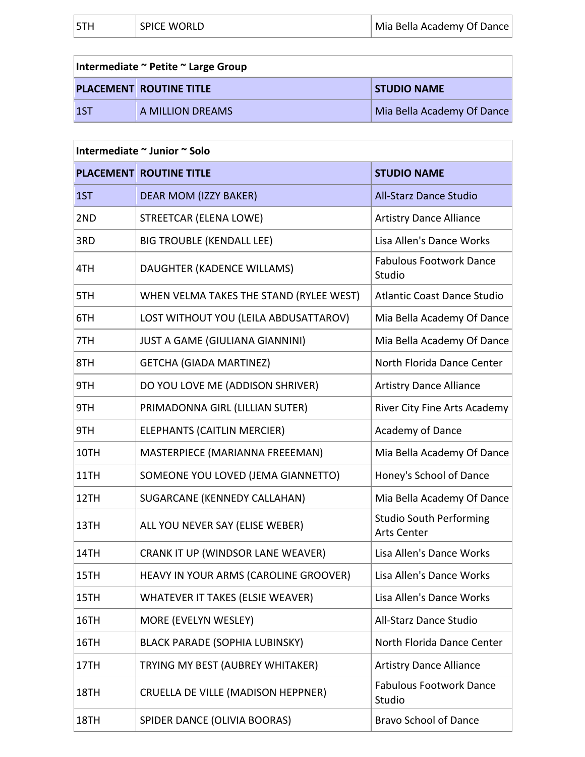| 5TH | SPICE WORLD | Mia Bella Academy Of Dance |
|---|---|---|

| Intermediate ~ Petite ~ Large Group | | |
|---|---|---|
| **PLACEMENT** | **ROUTINE TITLE** | **STUDIO NAME** |
| 1ST | A MILLION DREAMS | Mia Bella Academy Of Dance |

| Intermediate ~ Junior ~ Solo | | |
|---|---|---|
| **PLACEMENT** | **ROUTINE TITLE** | **STUDIO NAME** |
| 1ST | DEAR MOM (IZZY BAKER) | All-Starz Dance Studio |
| 2ND | STREETCAR (ELENA LOWE) | Artistry Dance Alliance |
| 3RD | BIG TROUBLE (KENDALL LEE) | Lisa Allen's Dance Works |
| 4TH | DAUGHTER (KADENCE WILLAMS) | Fabulous Footwork Dance Studio |
| 5TH | WHEN VELMA TAKES THE STAND (RYLEE WEST) | Atlantic Coast Dance Studio |
| 6TH | LOST WITHOUT YOU (LEILA ABDUSATTAROV) | Mia Bella Academy Of Dance |
| 7TH | JUST A GAME (GIULIANA GIANNINI) | Mia Bella Academy Of Dance |
| 8TH | GETCHA (GIADA MARTINEZ) | North Florida Dance Center |
| 9TH | DO YOU LOVE ME (ADDISON SHRIVER) | Artistry Dance Alliance |
| 9TH | PRIMADONNA GIRL (LILLIAN SUTER) | River City Fine Arts Academy |
| 9TH | ELEPHANTS (CAITLIN MERCIER) | Academy of Dance |
| 10TH | MASTERPIECE (MARIANNA FREEEMAN) | Mia Bella Academy Of Dance |
| 11TH | SOMEONE YOU LOVED (JEMA GIANNETTO) | Honey's School of Dance |
| 12TH | SUGARCANE (KENNEDY CALLAHAN) | Mia Bella Academy Of Dance |
| 13TH | ALL YOU NEVER SAY (ELISE WEBER) | Studio South Performing Arts Center |
| 14TH | CRANK IT UP (WINDSOR LANE WEAVER) | Lisa Allen's Dance Works |
| 15TH | HEAVY IN YOUR ARMS (CAROLINE GROOVER) | Lisa Allen's Dance Works |
| 15TH | WHATEVER IT TAKES (ELSIE WEAVER) | Lisa Allen's Dance Works |
| 16TH | MORE (EVELYN WESLEY) | All-Starz Dance Studio |
| 16TH | BLACK PARADE (SOPHIA LUBINSKY) | North Florida Dance Center |
| 17TH | TRYING MY BEST (AUBREY WHITAKER) | Artistry Dance Alliance |
| 18TH | CRUELLA DE VILLE (MADISON HEPPNER) | Fabulous Footwork Dance Studio |
| 18TH | SPIDER DANCE (OLIVIA BOORAS) | Bravo School of Dance |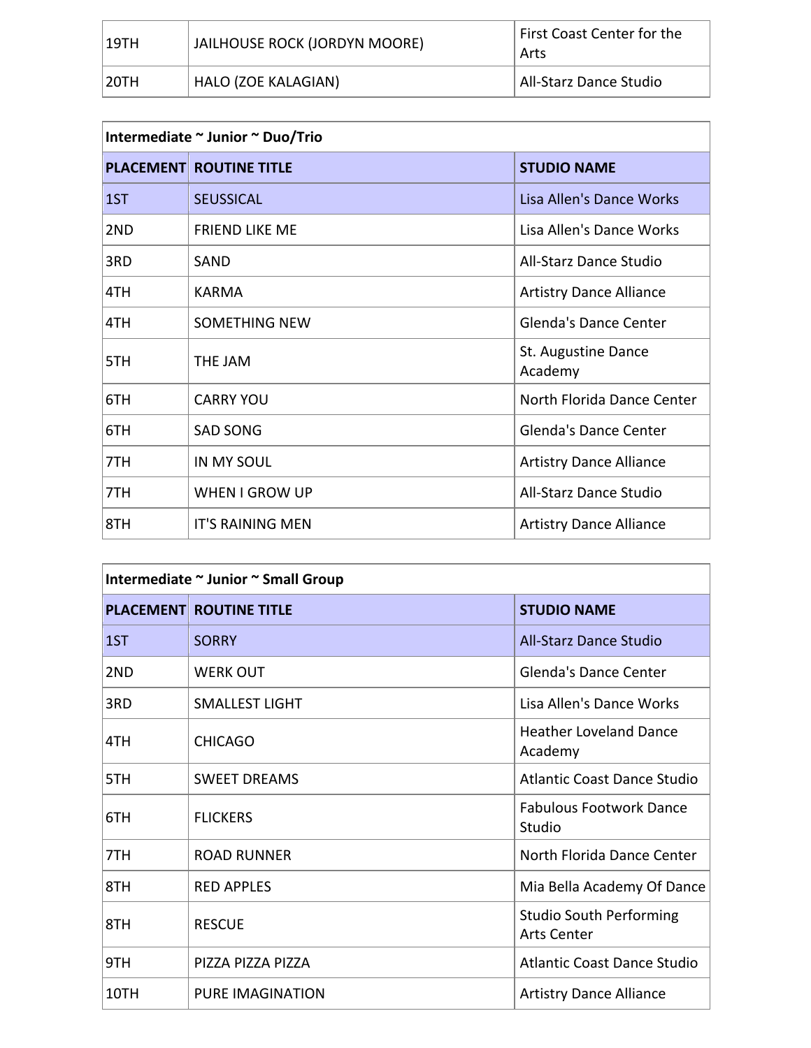| | | |
|---|---|---|
| 19TH | JAILHOUSE ROCK (JORDYN MOORE) | First Coast Center for the Arts |
| 20TH | HALO (ZOE KALAGIAN) | All-Starz Dance Studio |

**Intermediate ~ Junior ~ Duo/Trio**

| PLACEMENT | ROUTINE TITLE | STUDIO NAME |
|---|---|---|
| 1ST | SEUSSICAL | Lisa Allen's Dance Works |
| 2ND | FRIEND LIKE ME | Lisa Allen's Dance Works |
| 3RD | SAND | All-Starz Dance Studio |
| 4TH | KARMA | Artistry Dance Alliance |
| 4TH | SOMETHING NEW | Glenda's Dance Center |
| 5TH | THE JAM | St. Augustine Dance Academy |
| 6TH | CARRY YOU | North Florida Dance Center |
| 6TH | SAD SONG | Glenda's Dance Center |
| 7TH | IN MY SOUL | Artistry Dance Alliance |
| 7TH | WHEN I GROW UP | All-Starz Dance Studio |
| 8TH | IT'S RAINING MEN | Artistry Dance Alliance |

**Intermediate ~ Junior ~ Small Group**

| PLACEMENT | ROUTINE TITLE | STUDIO NAME |
|---|---|---|
| 1ST | SORRY | All-Starz Dance Studio |
| 2ND | WERK OUT | Glenda's Dance Center |
| 3RD | SMALLEST LIGHT | Lisa Allen's Dance Works |
| 4TH | CHICAGO | Heather Loveland Dance Academy |
| 5TH | SWEET DREAMS | Atlantic Coast Dance Studio |
| 6TH | FLICKERS | Fabulous Footwork Dance Studio |
| 7TH | ROAD RUNNER | North Florida Dance Center |
| 8TH | RED APPLES | Mia Bella Academy Of Dance |
| 8TH | RESCUE | Studio South Performing Arts Center |
| 9TH | PIZZA PIZZA PIZZA | Atlantic Coast Dance Studio |
| 10TH | PURE IMAGINATION | Artistry Dance Alliance |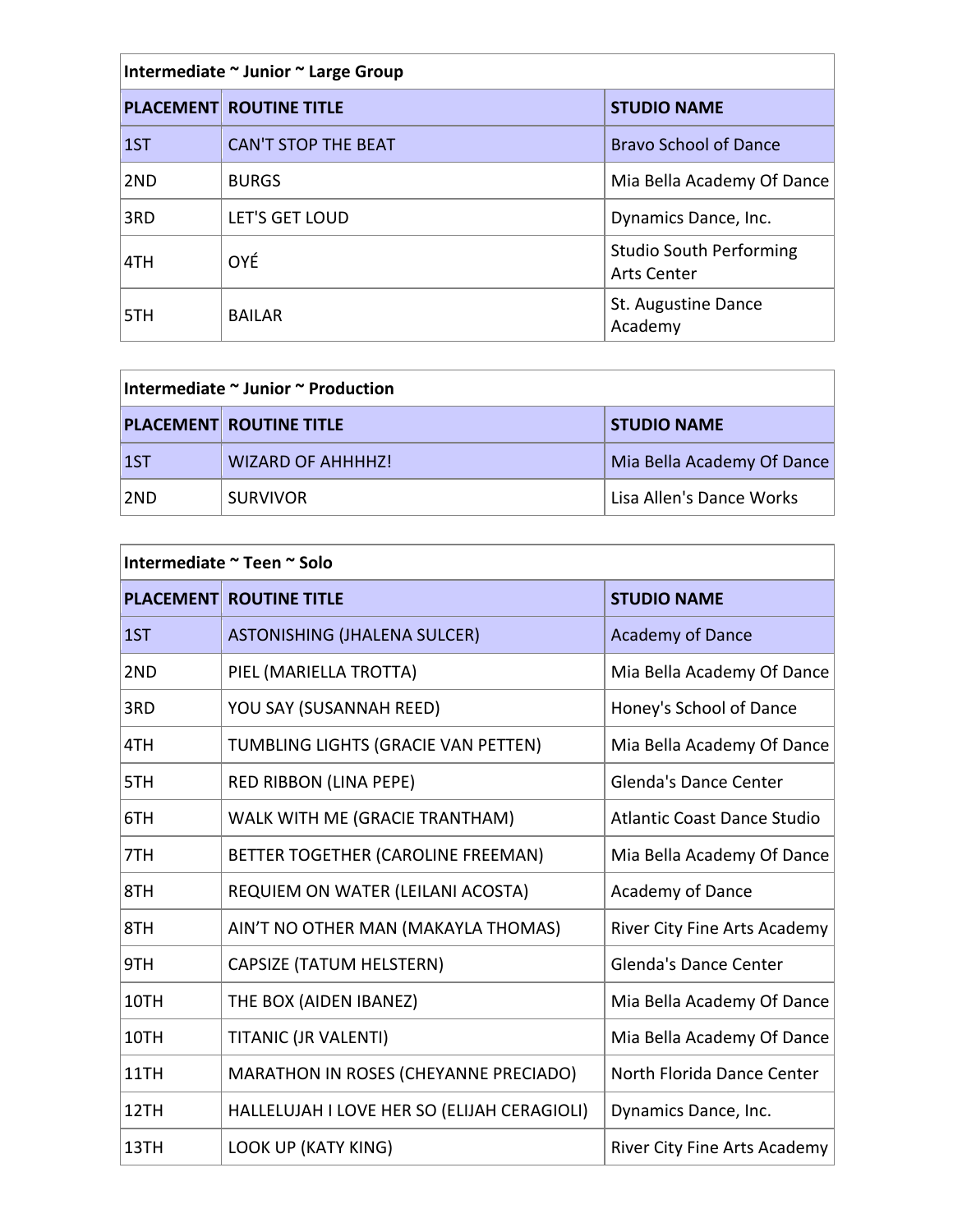| Intermediate ~ Junior ~ Large Group | | |
|---|---|---|
| PLACEMENT | ROUTINE TITLE | STUDIO NAME |
| 1ST | CAN'T STOP THE BEAT | Bravo School of Dance |
| 2ND | BURGS | Mia Bella Academy Of Dance |
| 3RD | LET'S GET LOUD | Dynamics Dance, Inc. |
| 4TH | OYÉ | Studio South Performing Arts Center |
| 5TH | BAILAR | St. Augustine Dance Academy |

| Intermediate ~ Junior ~ Production | | |
|---|---|---|
| PLACEMENT | ROUTINE TITLE | STUDIO NAME |
| 1ST | WIZARD OF AHHHHZ! | Mia Bella Academy Of Dance |
| 2ND | SURVIVOR | Lisa Allen's Dance Works |

| Intermediate ~ Teen ~ Solo | | |
|---|---|---|
| PLACEMENT | ROUTINE TITLE | STUDIO NAME |
| 1ST | ASTONISHING (JHALENA SULCER) | Academy of Dance |
| 2ND | PIEL (MARIELLA TROTTA) | Mia Bella Academy Of Dance |
| 3RD | YOU SAY (SUSANNAH REED) | Honey's School of Dance |
| 4TH | TUMBLING LIGHTS (GRACIE VAN PETTEN) | Mia Bella Academy Of Dance |
| 5TH | RED RIBBON (LINA PEPE) | Glenda's Dance Center |
| 6TH | WALK WITH ME (GRACIE TRANTHAM) | Atlantic Coast Dance Studio |
| 7TH | BETTER TOGETHER (CAROLINE FREEMAN) | Mia Bella Academy Of Dance |
| 8TH | REQUIEM ON WATER (LEILANI ACOSTA) | Academy of Dance |
| 8TH | AIN'T NO OTHER MAN (MAKAYLA THOMAS) | River City Fine Arts Academy |
| 9TH | CAPSIZE (TATUM HELSTERN) | Glenda's Dance Center |
| 10TH | THE BOX (AIDEN IBANEZ) | Mia Bella Academy Of Dance |
| 10TH | TITANIC (JR VALENTI) | Mia Bella Academy Of Dance |
| 11TH | MARATHON IN ROSES (CHEYANNE PRECIADO) | North Florida Dance Center |
| 12TH | HALLELUJAH I LOVE HER SO (ELIJAH CERAGIOLI) | Dynamics Dance, Inc. |
| 13TH | LOOK UP (KATY KING) | River City Fine Arts Academy |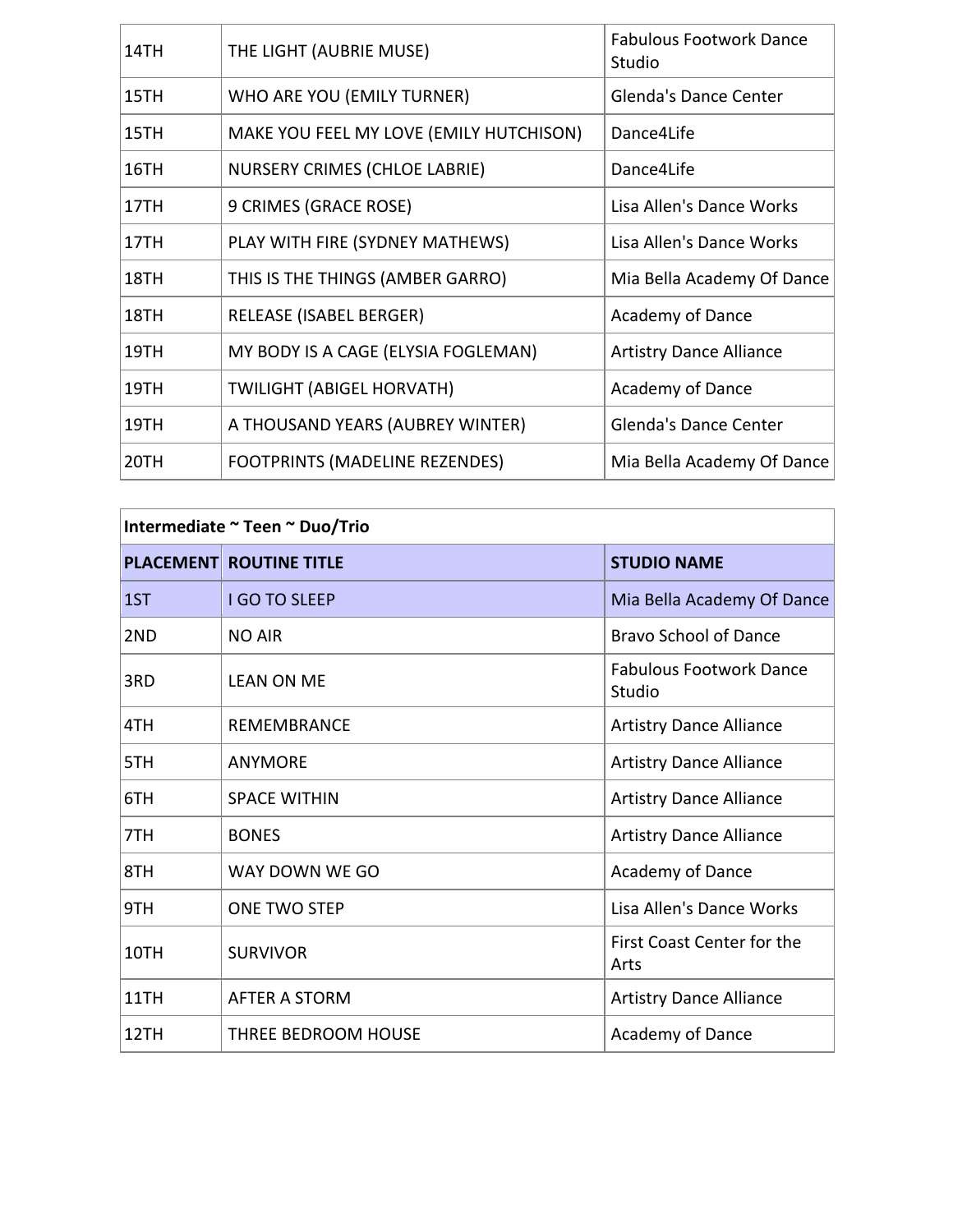| | | |
|---|---|---|
| 14TH | THE LIGHT (AUBRIE MUSE) | Fabulous Footwork Dance Studio |
| 15TH | WHO ARE YOU (EMILY TURNER) | Glenda's Dance Center |
| 15TH | MAKE YOU FEEL MY LOVE (EMILY HUTCHISON) | Dance4Life |
| 16TH | NURSERY CRIMES (CHLOE LABRIE) | Dance4Life |
| 17TH | 9 CRIMES (GRACE ROSE) | Lisa Allen's Dance Works |
| 17TH | PLAY WITH FIRE (SYDNEY MATHEWS) | Lisa Allen's Dance Works |
| 18TH | THIS IS THE THINGS (AMBER GARRO) | Mia Bella Academy Of Dance |
| 18TH | RELEASE (ISABEL BERGER) | Academy of Dance |
| 19TH | MY BODY IS A CAGE (ELYSIA FOGLEMAN) | Artistry Dance Alliance |
| 19TH | TWILIGHT (ABIGEL HORVATH) | Academy of Dance |
| 19TH | A THOUSAND YEARS (AUBREY WINTER) | Glenda's Dance Center |
| 20TH | FOOTPRINTS (MADELINE REZENDES) | Mia Bella Academy Of Dance |

**Intermediate ~ Teen ~ Duo/Trio**

| PLACEMENT | ROUTINE TITLE | STUDIO NAME |
|---|---|---|
| 1ST | I GO TO SLEEP | Mia Bella Academy Of Dance |
| 2ND | NO AIR | Bravo School of Dance |
| 3RD | LEAN ON ME | Fabulous Footwork Dance Studio |
| 4TH | REMEMBRANCE | Artistry Dance Alliance |
| 5TH | ANYMORE | Artistry Dance Alliance |
| 6TH | SPACE WITHIN | Artistry Dance Alliance |
| 7TH | BONES | Artistry Dance Alliance |
| 8TH | WAY DOWN WE GO | Academy of Dance |
| 9TH | ONE TWO STEP | Lisa Allen's Dance Works |
| 10TH | SURVIVOR | First Coast Center for the Arts |
| 11TH | AFTER A STORM | Artistry Dance Alliance |
| 12TH | THREE BEDROOM HOUSE | Academy of Dance |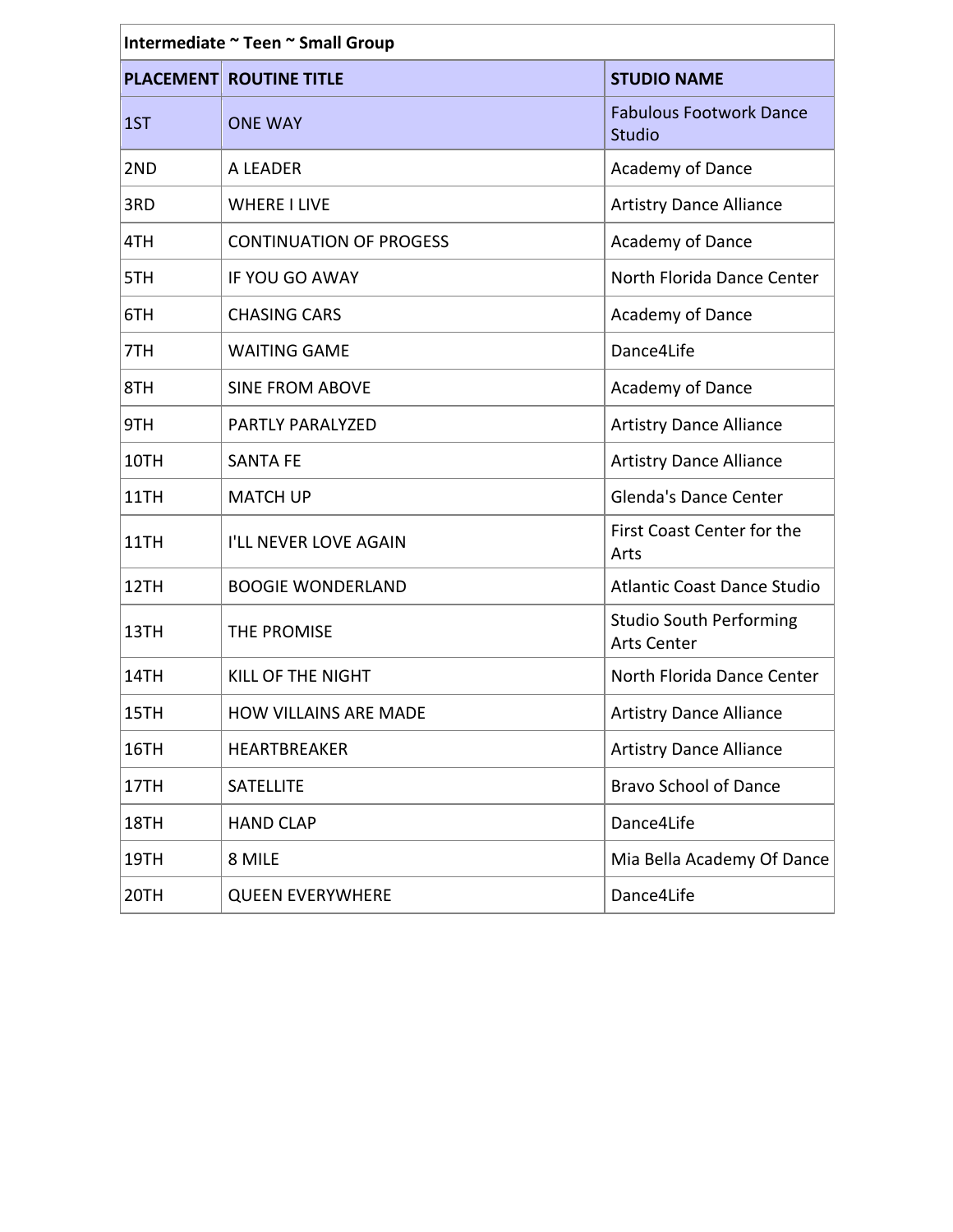| Intermediate ~ Teen ~ Small Group | | |
|---|---|---|
| PLACEMENT | ROUTINE TITLE | STUDIO NAME |
| 1ST | ONE WAY | Fabulous Footwork Dance Studio |
| 2ND | A LEADER | Academy of Dance |
| 3RD | WHERE I LIVE | Artistry Dance Alliance |
| 4TH | CONTINUATION OF PROGESS | Academy of Dance |
| 5TH | IF YOU GO AWAY | North Florida Dance Center |
| 6TH | CHASING CARS | Academy of Dance |
| 7TH | WAITING GAME | Dance4Life |
| 8TH | SINE FROM ABOVE | Academy of Dance |
| 9TH | PARTLY PARALYZED | Artistry Dance Alliance |
| 10TH | SANTA FE | Artistry Dance Alliance |
| 11TH | MATCH UP | Glenda's Dance Center |
| 11TH | I'LL NEVER LOVE AGAIN | First Coast Center for the Arts |
| 12TH | BOOGIE WONDERLAND | Atlantic Coast Dance Studio |
| 13TH | THE PROMISE | Studio South Performing Arts Center |
| 14TH | KILL OF THE NIGHT | North Florida Dance Center |
| 15TH | HOW VILLAINS ARE MADE | Artistry Dance Alliance |
| 16TH | HEARTBREAKER | Artistry Dance Alliance |
| 17TH | SATELLITE | Bravo School of Dance |
| 18TH | HAND CLAP | Dance4Life |
| 19TH | 8 MILE | Mia Bella Academy Of Dance |
| 20TH | QUEEN EVERYWHERE | Dance4Life |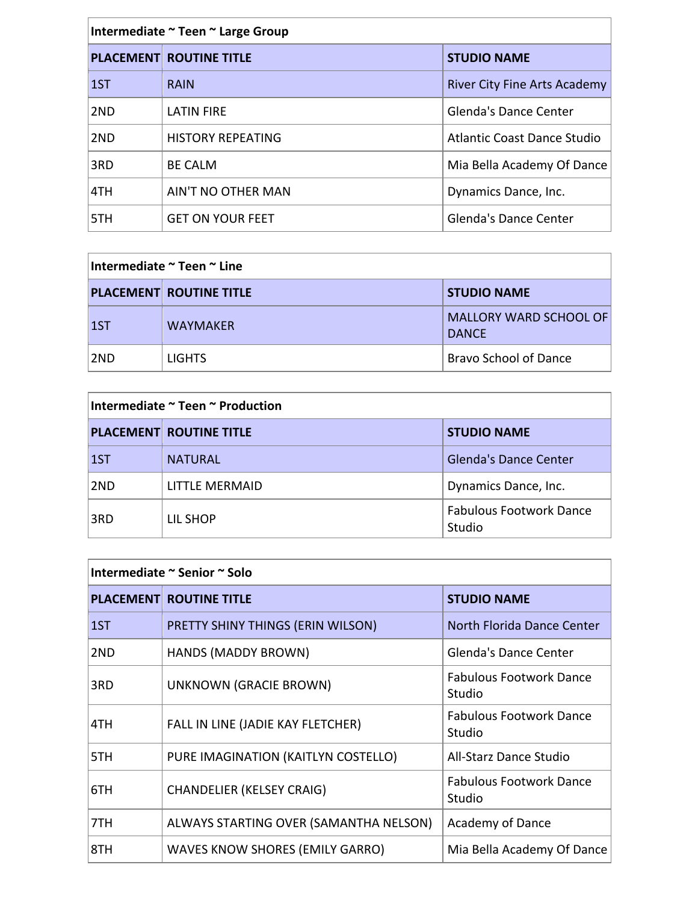| Intermediate ~ Teen ~ Large Group | | |
|---|---|---|
| **PLACEMENT** | **ROUTINE TITLE** | **STUDIO NAME** |
| 1ST | RAIN | River City Fine Arts Academy |
| 2ND | LATIN FIRE | Glenda's Dance Center |
| 2ND | HISTORY REPEATING | Atlantic Coast Dance Studio |
| 3RD | BE CALM | Mia Bella Academy Of Dance |
| 4TH | AIN'T NO OTHER MAN | Dynamics Dance, Inc. |
| 5TH | GET ON YOUR FEET | Glenda's Dance Center |

| Intermediate ~ Teen ~ Line | | |
|---|---|---|
| **PLACEMENT** | **ROUTINE TITLE** | **STUDIO NAME** |
| 1ST | WAYMAKER | MALLORY WARD SCHOOL OF DANCE |
| 2ND | LIGHTS | Bravo School of Dance |

| Intermediate ~ Teen ~ Production | | |
|---|---|---|
| **PLACEMENT** | **ROUTINE TITLE** | **STUDIO NAME** |
| 1ST | NATURAL | Glenda's Dance Center |
| 2ND | LITTLE MERMAID | Dynamics Dance, Inc. |
| 3RD | LIL SHOP | Fabulous Footwork Dance Studio |

| Intermediate ~ Senior ~ Solo | | |
|---|---|---|
| **PLACEMENT** | **ROUTINE TITLE** | **STUDIO NAME** |
| 1ST | PRETTY SHINY THINGS (ERIN WILSON) | North Florida Dance Center |
| 2ND | HANDS (MADDY BROWN) | Glenda's Dance Center |
| 3RD | UNKNOWN (GRACIE BROWN) | Fabulous Footwork Dance Studio |
| 4TH | FALL IN LINE (JADIE KAY FLETCHER) | Fabulous Footwork Dance Studio |
| 5TH | PURE IMAGINATION (KAITLYN COSTELLO) | All-Starz Dance Studio |
| 6TH | CHANDELIER (KELSEY CRAIG) | Fabulous Footwork Dance Studio |
| 7TH | ALWAYS STARTING OVER (SAMANTHA NELSON) | Academy of Dance |
| 8TH | WAVES KNOW SHORES (EMILY GARRO) | Mia Bella Academy Of Dance |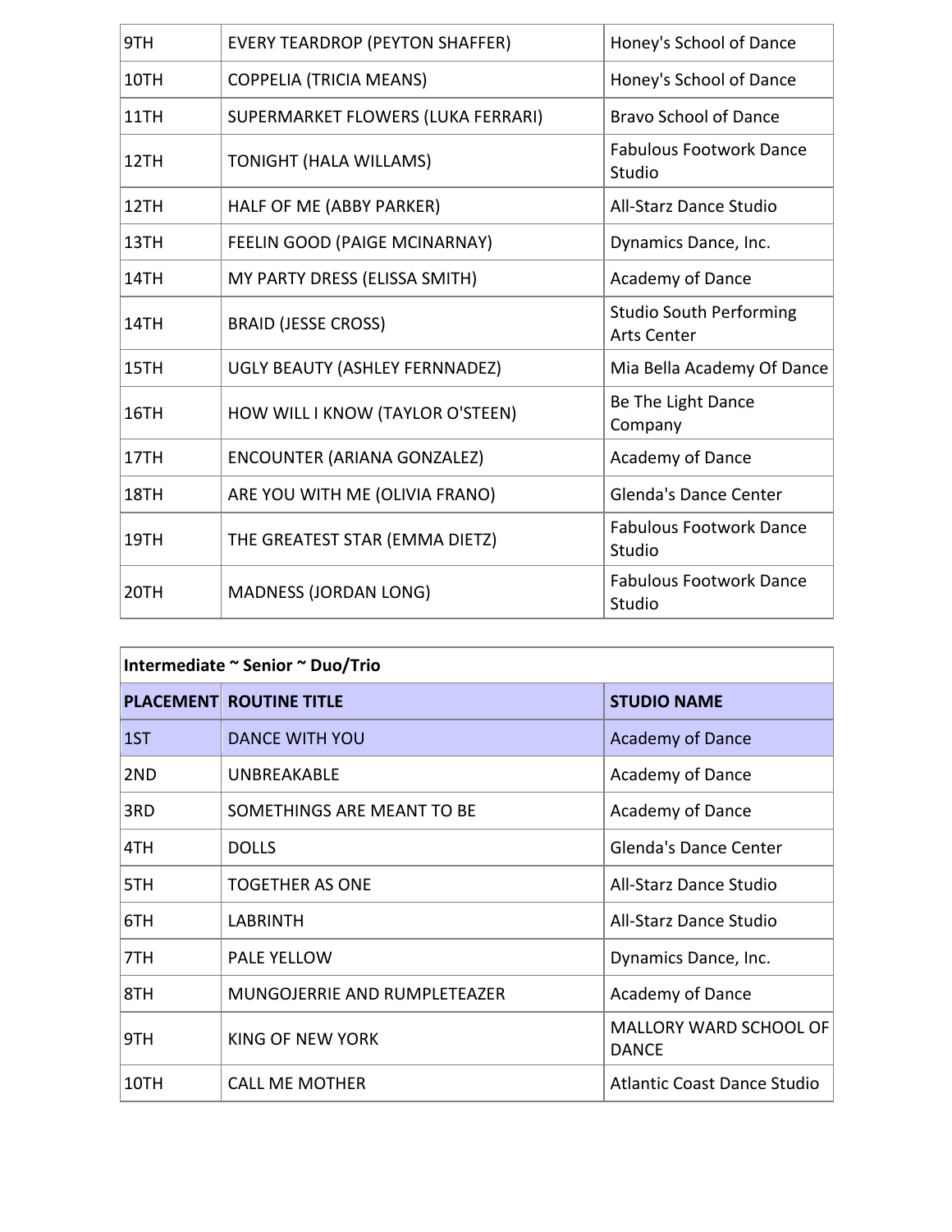| | | |
|---|---|---|
| 9TH | EVERY TEARDROP (PEYTON SHAFFER) | Honey's School of Dance |
| 10TH | COPPELIA (TRICIA MEANS) | Honey's School of Dance |
| 11TH | SUPERMARKET FLOWERS (LUKA FERRARI) | Bravo School of Dance |
| 12TH | TONIGHT (HALA WILLAMS) | Fabulous Footwork Dance Studio |
| 12TH | HALF OF ME (ABBY PARKER) | All-Starz Dance Studio |
| 13TH | FEELIN GOOD (PAIGE MCINARNAY) | Dynamics Dance, Inc. |
| 14TH | MY PARTY DRESS (ELISSA SMITH) | Academy of Dance |
| 14TH | BRAID (JESSE CROSS) | Studio South Performing Arts Center |
| 15TH | UGLY BEAUTY (ASHLEY FERNNADEZ) | Mia Bella Academy Of Dance |
| 16TH | HOW WILL I KNOW (TAYLOR O'STEEN) | Be The Light Dance Company |
| 17TH | ENCOUNTER (ARIANA GONZALEZ) | Academy of Dance |
| 18TH | ARE YOU WITH ME (OLIVIA FRANO) | Glenda's Dance Center |
| 19TH | THE GREATEST STAR (EMMA DIETZ) | Fabulous Footwork Dance Studio |
| 20TH | MADNESS (JORDAN LONG) | Fabulous Footwork Dance Studio |

**Intermediate ~ Senior ~ Duo/Trio**

| PLACEMENT | ROUTINE TITLE | STUDIO NAME |
|---|---|---|
| 1ST | DANCE WITH YOU | Academy of Dance |
| 2ND | UNBREAKABLE | Academy of Dance |
| 3RD | SOMETHINGS ARE MEANT TO BE | Academy of Dance |
| 4TH | DOLLS | Glenda's Dance Center |
| 5TH | TOGETHER AS ONE | All-Starz Dance Studio |
| 6TH | LABRINTH | All-Starz Dance Studio |
| 7TH | PALE YELLOW | Dynamics Dance, Inc. |
| 8TH | MUNGOJERRIE AND RUMPLETEAZER | Academy of Dance |
| 9TH | KING OF NEW YORK | MALLORY WARD SCHOOL OF DANCE |
| 10TH | CALL ME MOTHER | Atlantic Coast Dance Studio |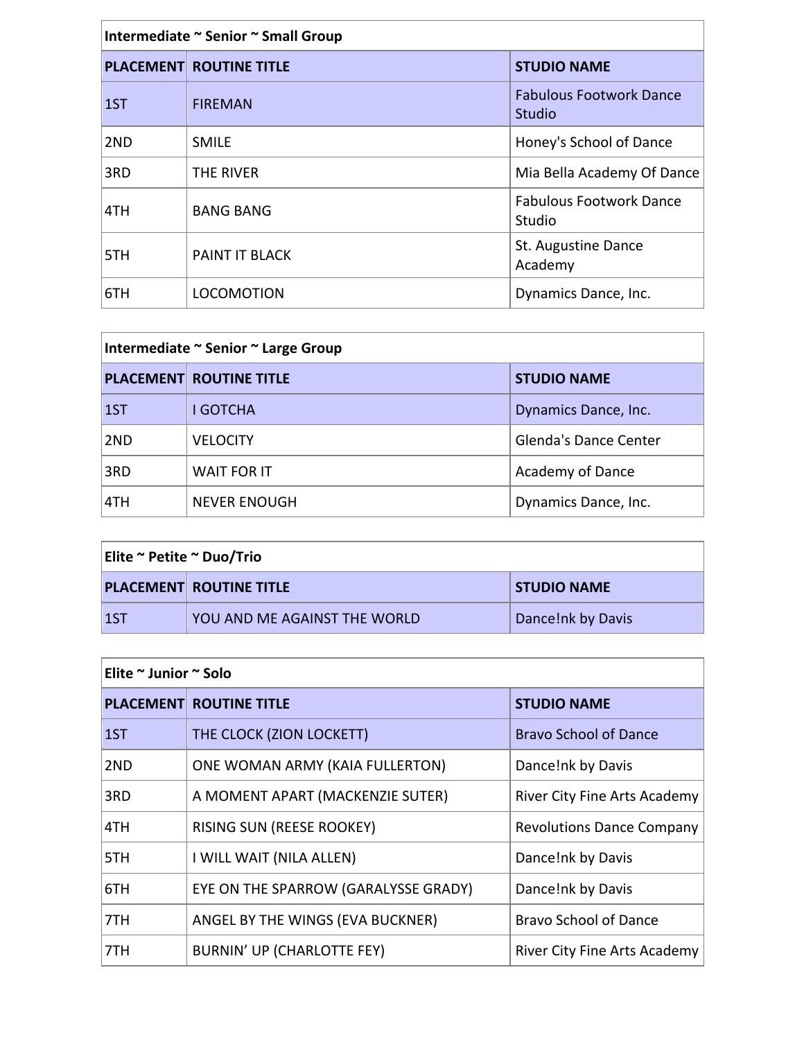| Intermediate ~ Senior ~ Small Group | | |
|---|---|---|
| **PLACEMENT** | **ROUTINE TITLE** | **STUDIO NAME** |
| 1ST | FIREMAN | Fabulous Footwork Dance Studio |
| 2ND | SMILE | Honey's School of Dance |
| 3RD | THE RIVER | Mia Bella Academy Of Dance |
| 4TH | BANG BANG | Fabulous Footwork Dance Studio |
| 5TH | PAINT IT BLACK | St. Augustine Dance Academy |
| 6TH | LOCOMOTION | Dynamics Dance, Inc. |

| Intermediate ~ Senior ~ Large Group | | |
|---|---|---|
| **PLACEMENT** | **ROUTINE TITLE** | **STUDIO NAME** |
| 1ST | I GOTCHA | Dynamics Dance, Inc. |
| 2ND | VELOCITY | Glenda's Dance Center |
| 3RD | WAIT FOR IT | Academy of Dance |
| 4TH | NEVER ENOUGH | Dynamics Dance, Inc. |

| Elite ~ Petite ~ Duo/Trio | | |
|---|---|---|
| **PLACEMENT** | **ROUTINE TITLE** | **STUDIO NAME** |
| 1ST | YOU AND ME AGAINST THE WORLD | Dance!nk by Davis |

| Elite ~ Junior ~ Solo | | |
|---|---|---|
| **PLACEMENT** | **ROUTINE TITLE** | **STUDIO NAME** |
| 1ST | THE CLOCK (ZION LOCKETT) | Bravo School of Dance |
| 2ND | ONE WOMAN ARMY (KAIA FULLERTON) | Dance!nk by Davis |
| 3RD | A MOMENT APART (MACKENZIE SUTER) | River City Fine Arts Academy |
| 4TH | RISING SUN (REESE ROOKEY) | Revolutions Dance Company |
| 5TH | I WILL WAIT (NILA ALLEN) | Dance!nk by Davis |
| 6TH | EYE ON THE SPARROW (GARALYSSE GRADY) | Dance!nk by Davis |
| 7TH | ANGEL BY THE WINGS (EVA BUCKNER) | Bravo School of Dance |
| 7TH | BURNIN' UP (CHARLOTTE FEY) | River City Fine Arts Academy |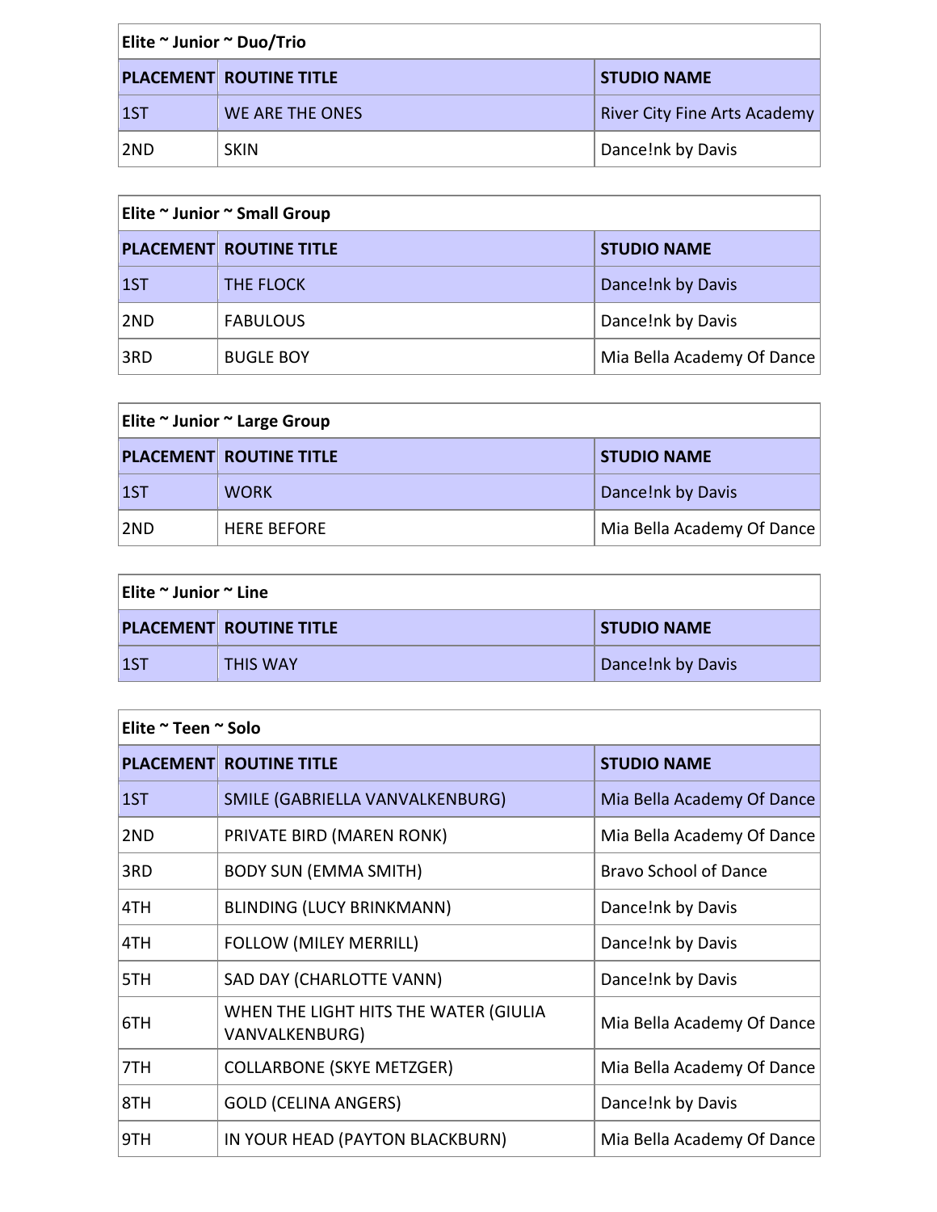| Elite ~ Junior ~ Duo/Trio | | |
| --- | --- | --- |
| **PLACEMENT** | **ROUTINE TITLE** | **STUDIO NAME** |
| 1ST | WE ARE THE ONES | River City Fine Arts Academy |
| 2ND | SKIN | Dance!nk by Davis |

| Elite ~ Junior ~ Small Group | | |
| --- | --- | --- |
| **PLACEMENT** | **ROUTINE TITLE** | **STUDIO NAME** |
| 1ST | THE FLOCK | Dance!nk by Davis |
| 2ND | FABULOUS | Dance!nk by Davis |
| 3RD | BUGLE BOY | Mia Bella Academy Of Dance |

| Elite ~ Junior ~ Large Group | | |
| --- | --- | --- |
| **PLACEMENT** | **ROUTINE TITLE** | **STUDIO NAME** |
| 1ST | WORK | Dance!nk by Davis |
| 2ND | HERE BEFORE | Mia Bella Academy Of Dance |

| Elite ~ Junior ~ Line | | |
| --- | --- | --- |
| **PLACEMENT** | **ROUTINE TITLE** | **STUDIO NAME** |
| 1ST | THIS WAY | Dance!nk by Davis |

| Elite ~ Teen ~ Solo | | |
| --- | --- | --- |
| **PLACEMENT** | **ROUTINE TITLE** | **STUDIO NAME** |
| 1ST | SMILE (GABRIELLA VANVALKENBURG) | Mia Bella Academy Of Dance |
| 2ND | PRIVATE BIRD (MAREN RONK) | Mia Bella Academy Of Dance |
| 3RD | BODY SUN (EMMA SMITH) | Bravo School of Dance |
| 4TH | BLINDING (LUCY BRINKMANN) | Dance!nk by Davis |
| 4TH | FOLLOW (MILEY MERRILL) | Dance!nk by Davis |
| 5TH | SAD DAY (CHARLOTTE VANN) | Dance!nk by Davis |
| 6TH | WHEN THE LIGHT HITS THE WATER (GIULIA VANVALKENBURG) | Mia Bella Academy Of Dance |
| 7TH | COLLARBONE (SKYE METZGER) | Mia Bella Academy Of Dance |
| 8TH | GOLD (CELINA ANGERS) | Dance!nk by Davis |
| 9TH | IN YOUR HEAD (PAYTON BLACKBURN) | Mia Bella Academy Of Dance |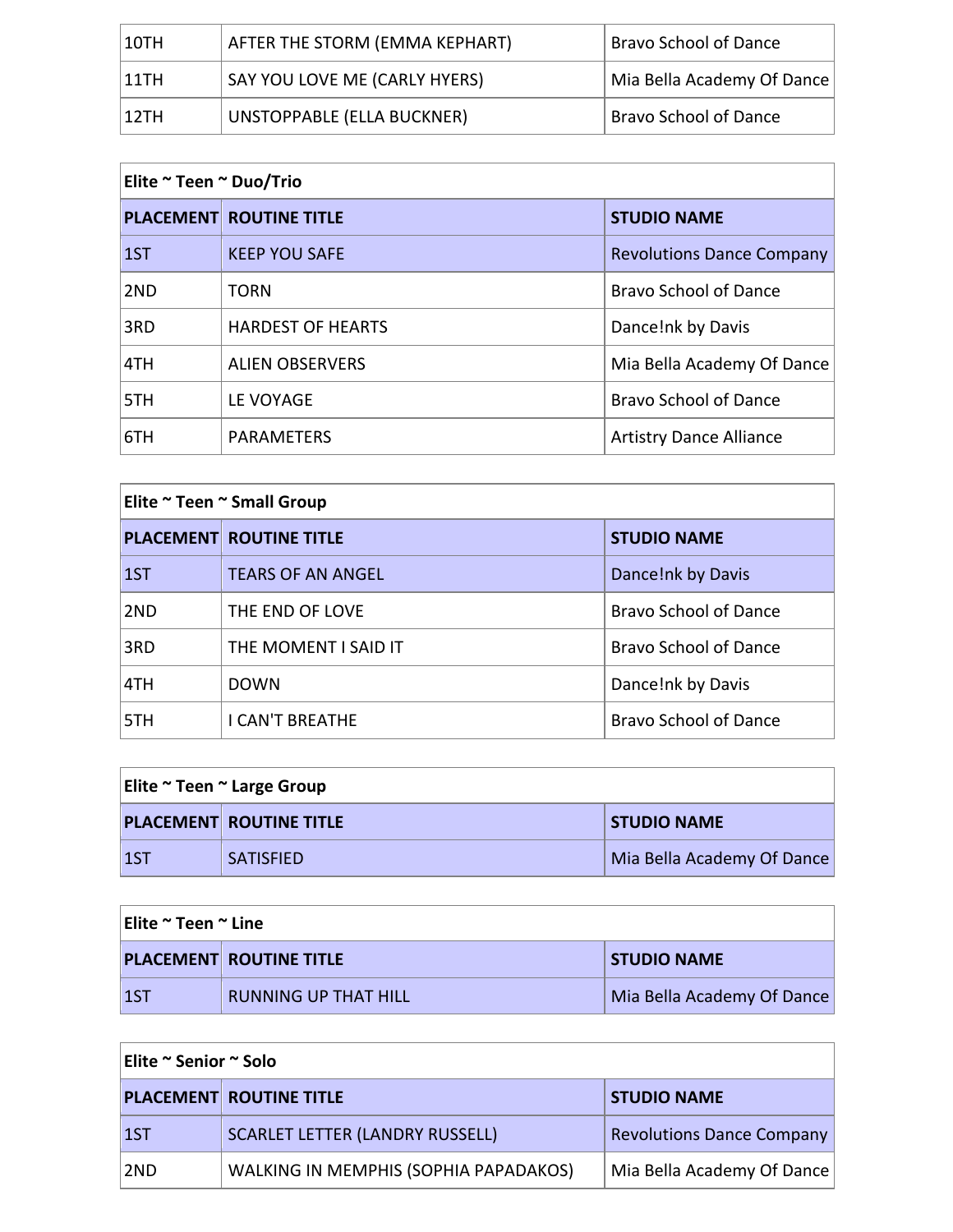| | | |
|---|---|---|
| 10TH | AFTER THE STORM (EMMA KEPHART) | Bravo School of Dance |
| 11TH | SAY YOU LOVE ME (CARLY HYERS) | Mia Bella Academy Of Dance |
| 12TH | UNSTOPPABLE (ELLA BUCKNER) | Bravo School of Dance |

**Elite ~ Teen ~ Duo/Trio**

| PLACEMENT | ROUTINE TITLE | STUDIO NAME |
|---|---|---|
| 1ST | KEEP YOU SAFE | Revolutions Dance Company |
| 2ND | TORN | Bravo School of Dance |
| 3RD | HARDEST OF HEARTS | Dance!nk by Davis |
| 4TH | ALIEN OBSERVERS | Mia Bella Academy Of Dance |
| 5TH | LE VOYAGE | Bravo School of Dance |
| 6TH | PARAMETERS | Artistry Dance Alliance |

**Elite ~ Teen ~ Small Group**

| PLACEMENT | ROUTINE TITLE | STUDIO NAME |
|---|---|---|
| 1ST | TEARS OF AN ANGEL | Dance!nk by Davis |
| 2ND | THE END OF LOVE | Bravo School of Dance |
| 3RD | THE MOMENT I SAID IT | Bravo School of Dance |
| 4TH | DOWN | Dance!nk by Davis |
| 5TH | I CAN'T BREATHE | Bravo School of Dance |

**Elite ~ Teen ~ Large Group**

| PLACEMENT | ROUTINE TITLE | STUDIO NAME |
|---|---|---|
| 1ST | SATISFIED | Mia Bella Academy Of Dance |

**Elite ~ Teen ~ Line**

| PLACEMENT | ROUTINE TITLE | STUDIO NAME |
|---|---|---|
| 1ST | RUNNING UP THAT HILL | Mia Bella Academy Of Dance |

**Elite ~ Senior ~ Solo**

| PLACEMENT | ROUTINE TITLE | STUDIO NAME |
|---|---|---|
| 1ST | SCARLET LETTER (LANDRY RUSSELL) | Revolutions Dance Company |
| 2ND | WALKING IN MEMPHIS (SOPHIA PAPADAKOS) | Mia Bella Academy Of Dance |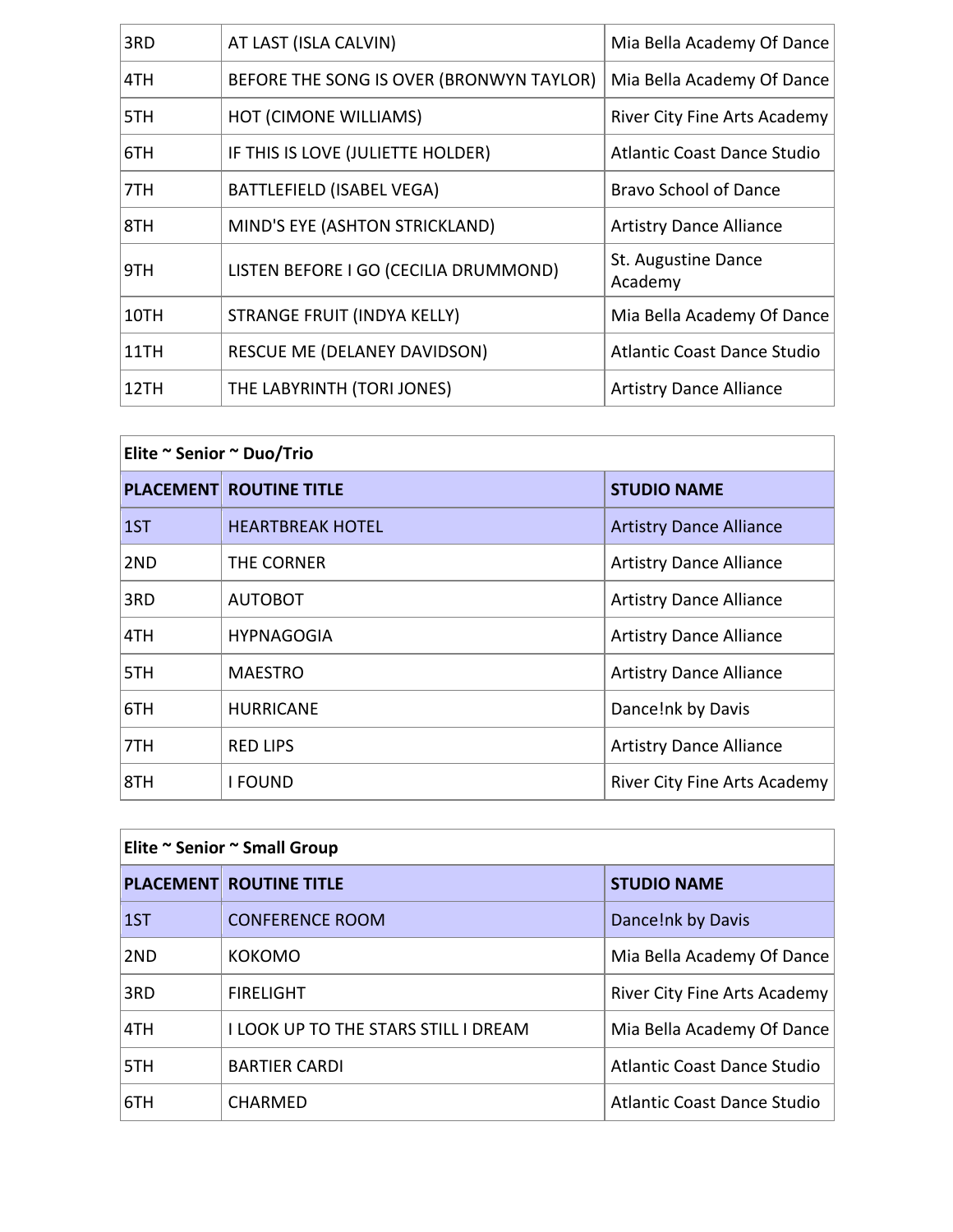| | | |
|---|---|---|
| 3RD | AT LAST (ISLA CALVIN) | Mia Bella Academy Of Dance |
| 4TH | BEFORE THE SONG IS OVER (BRONWYN TAYLOR) | Mia Bella Academy Of Dance |
| 5TH | HOT (CIMONE WILLIAMS) | River City Fine Arts Academy |
| 6TH | IF THIS IS LOVE (JULIETTE HOLDER) | Atlantic Coast Dance Studio |
| 7TH | BATTLEFIELD (ISABEL VEGA) | Bravo School of Dance |
| 8TH | MIND'S EYE (ASHTON STRICKLAND) | Artistry Dance Alliance |
| 9TH | LISTEN BEFORE I GO (CECILIA DRUMMOND) | St. Augustine Dance Academy |
| 10TH | STRANGE FRUIT (INDYA KELLY) | Mia Bella Academy Of Dance |
| 11TH | RESCUE ME (DELANEY DAVIDSON) | Atlantic Coast Dance Studio |
| 12TH | THE LABYRINTH (TORI JONES) | Artistry Dance Alliance |

**Elite ~ Senior ~ Duo/Trio**

| PLACEMENT | ROUTINE TITLE | STUDIO NAME |
|---|---|---|
| 1ST | HEARTBREAK HOTEL | Artistry Dance Alliance |
| 2ND | THE CORNER | Artistry Dance Alliance |
| 3RD | AUTOBOT | Artistry Dance Alliance |
| 4TH | HYPNAGOGIA | Artistry Dance Alliance |
| 5TH | MAESTRO | Artistry Dance Alliance |
| 6TH | HURRICANE | Dance!nk by Davis |
| 7TH | RED LIPS | Artistry Dance Alliance |
| 8TH | I FOUND | River City Fine Arts Academy |

**Elite ~ Senior ~ Small Group**

| PLACEMENT | ROUTINE TITLE | STUDIO NAME |
|---|---|---|
| 1ST | CONFERENCE ROOM | Dance!nk by Davis |
| 2ND | KOKOMO | Mia Bella Academy Of Dance |
| 3RD | FIRELIGHT | River City Fine Arts Academy |
| 4TH | I LOOK UP TO THE STARS STILL I DREAM | Mia Bella Academy Of Dance |
| 5TH | BARTIER CARDI | Atlantic Coast Dance Studio |
| 6TH | CHARMED | Atlantic Coast Dance Studio |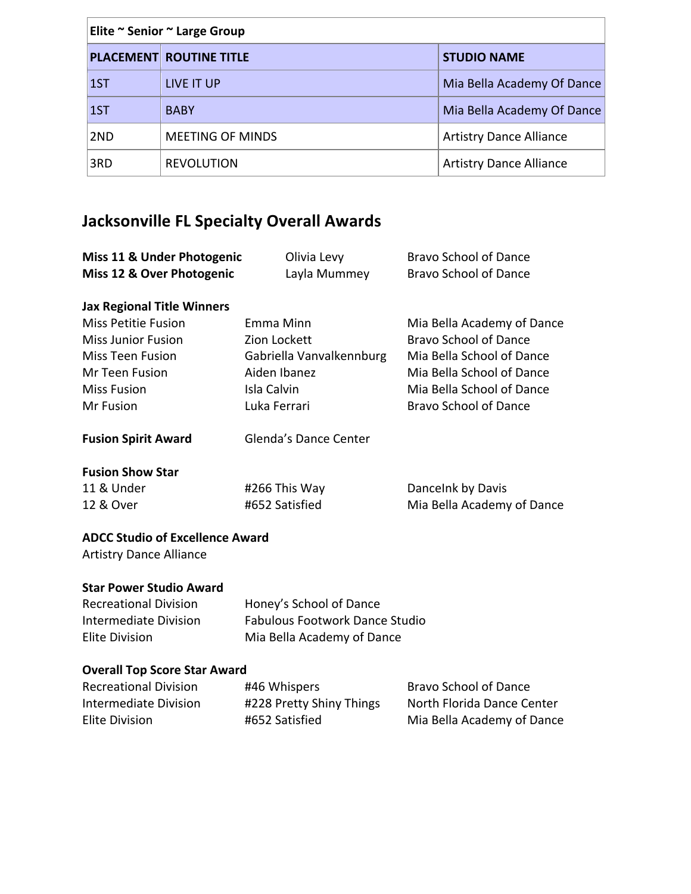| Elite ~ Senior ~ Large Group | | |
|---|---|---|
| **PLACEMENT** | **ROUTINE TITLE** | **STUDIO NAME** |
| 1ST | LIVE IT UP | Mia Bella Academy Of Dance |
| 1ST | BABY | Mia Bella Academy Of Dance |
| 2ND | MEETING OF MINDS | Artistry Dance Alliance |
| 3RD | REVOLUTION | Artistry Dance Alliance |

## Jacksonville FL Specialty Overall Awards

**Miss 11 & Under Photogenic** Olivia Levy Bravo School of Dance
**Miss 12 & Over Photogenic** Layla Mummey Bravo School of Dance

**Jax Regional Title Winners**

Miss Petitie Fusion Emma Minn Mia Bella Academy of Dance
Miss Junior Fusion Zion Lockett Bravo School of Dance
Miss Teen Fusion Gabriella Vanvalkennburg Mia Bella School of Dance
Mr Teen Fusion Aiden Ibanez Mia Bella School of Dance
Miss Fusion Isla Calvin Mia Bella School of Dance
Mr Fusion Luka Ferrari Bravo School of Dance

**Fusion Spirit Award** Glenda's Dance Center

**Fusion Show Star**

11 & Under #266 This Way DanceInk by Davis
12 & Over #652 Satisfied Mia Bella Academy of Dance

**ADCC Studio of Excellence Award**

Artistry Dance Alliance

**Star Power Studio Award**

Recreational Division Honey's School of Dance
Intermediate Division Fabulous Footwork Dance Studio
Elite Division Mia Bella Academy of Dance

**Overall Top Score Star Award**

Recreational Division #46 Whispers Bravo School of Dance
Intermediate Division #228 Pretty Shiny Things North Florida Dance Center
Elite Division #652 Satisfied Mia Bella Academy of Dance